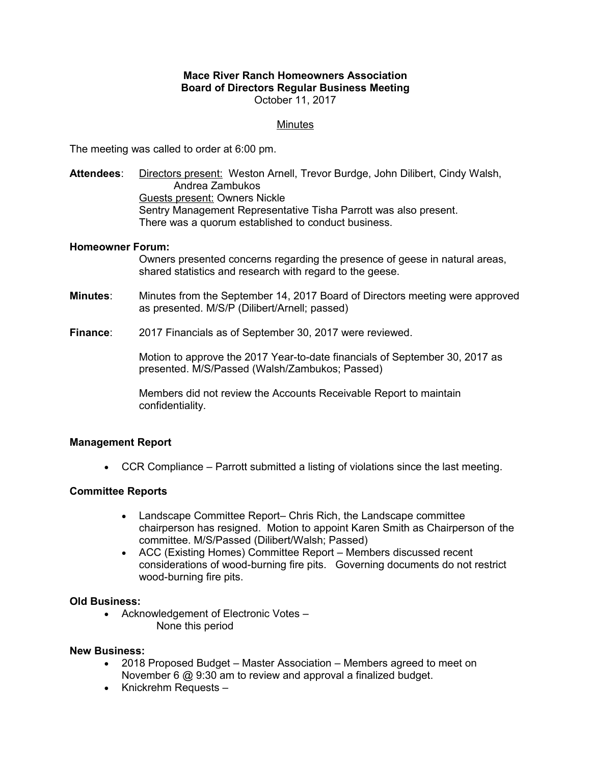**Mace River Ranch Homeowners Association**
**Board of Directors Regular Business Meeting**
October 11, 2017

Minutes

The meeting was called to order at 6:00 pm.

**Attendees**: Directors present: Weston Arnell, Trevor Burdge, John Dilibert, Cindy Walsh, Andrea Zambukos
Guests present: Owners Nickle
Sentry Management Representative Tisha Parrott was also present.
There was a quorum established to conduct business.

**Homeowner Forum:**
Owners presented concerns regarding the presence of geese in natural areas, shared statistics and research with regard to the geese.

**Minutes**: Minutes from the September 14, 2017 Board of Directors meeting were approved as presented. M/S/P (Dilibert/Arnell; passed)

**Finance**: 2017 Financials as of September 30, 2017 were reviewed.

Motion to approve the 2017 Year-to-date financials of September 30, 2017 as presented. M/S/Passed (Walsh/Zambukos; Passed)

Members did not review the Accounts Receivable Report to maintain confidentiality.

**Management Report**

- CCR Compliance – Parrott submitted a listing of violations since the last meeting.

**Committee Reports**

- Landscape Committee Report– Chris Rich, the Landscape committee chairperson has resigned. Motion to appoint Karen Smith as Chairperson of the committee. M/S/Passed (Dilibert/Walsh; Passed)
- ACC (Existing Homes) Committee Report – Members discussed recent considerations of wood-burning fire pits. Governing documents do not restrict wood-burning fire pits.

**Old Business:**

- Acknowledgement of Electronic Votes –
  None this period

**New Business:**

- 2018 Proposed Budget – Master Association – Members agreed to meet on November 6 @ 9:30 am to review and approval a finalized budget.
- Knickrehm Requests –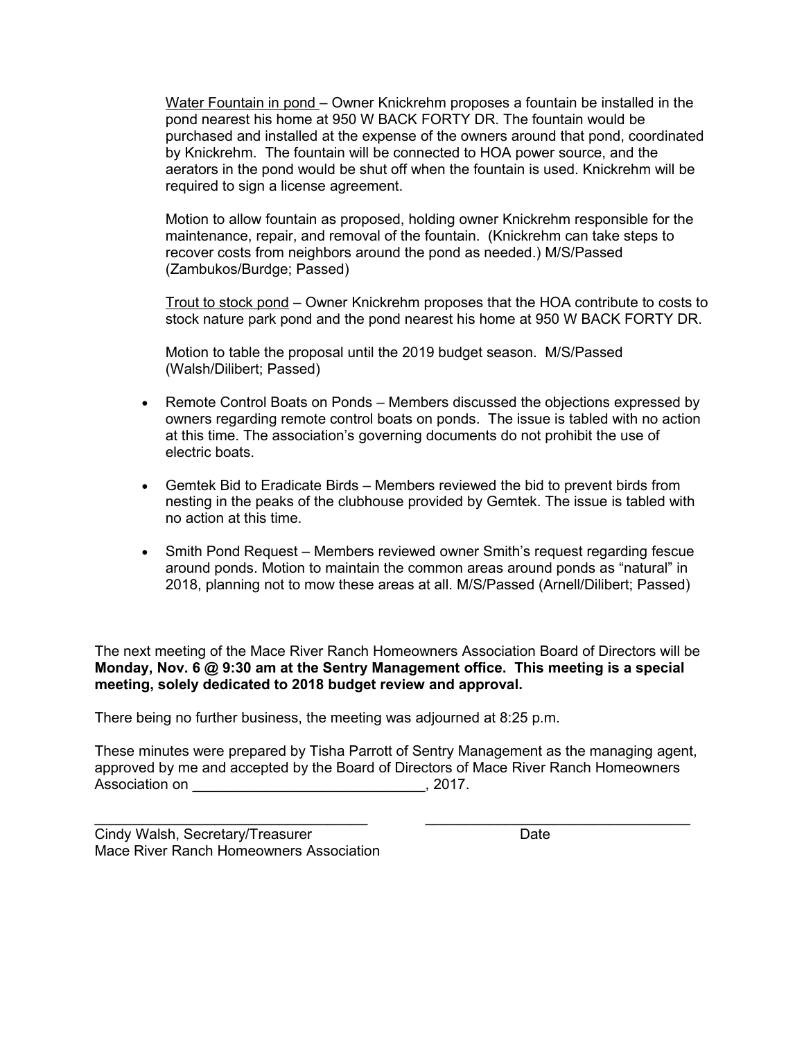Water Fountain in pond – Owner Knickrehm proposes a fountain be installed in the pond nearest his home at 950 W BACK FORTY DR. The fountain would be purchased and installed at the expense of the owners around that pond, coordinated by Knickrehm. The fountain will be connected to HOA power source, and the aerators in the pond would be shut off when the fountain is used. Knickrehm will be required to sign a license agreement.

Motion to allow fountain as proposed, holding owner Knickrehm responsible for the maintenance, repair, and removal of the fountain. (Knickrehm can take steps to recover costs from neighbors around the pond as needed.) M/S/Passed (Zambukos/Burdge; Passed)

Trout to stock pond – Owner Knickrehm proposes that the HOA contribute to costs to stock nature park pond and the pond nearest his home at 950 W BACK FORTY DR.

Motion to table the proposal until the 2019 budget season. M/S/Passed (Walsh/Dilibert; Passed)

- Remote Control Boats on Ponds – Members discussed the objections expressed by owners regarding remote control boats on ponds. The issue is tabled with no action at this time. The association's governing documents do not prohibit the use of electric boats.
- Gemtek Bid to Eradicate Birds – Members reviewed the bid to prevent birds from nesting in the peaks of the clubhouse provided by Gemtek. The issue is tabled with no action at this time.
- Smith Pond Request – Members reviewed owner Smith's request regarding fescue around ponds. Motion to maintain the common areas around ponds as "natural" in 2018, planning not to mow these areas at all. M/S/Passed (Arnell/Dilibert; Passed)

The next meeting of the Mace River Ranch Homeowners Association Board of Directors will be **Monday, Nov. 6 @ 9:30 am at the Sentry Management office. This meeting is a special meeting, solely dedicated to 2018 budget review and approval.**

There being no further business, the meeting was adjourned at 8:25 p.m.

These minutes were prepared by Tisha Parrott of Sentry Management as the managing agent, approved by me and accepted by the Board of Directors of Mace River Ranch Homeowners Association on \_\_\_\_\_\_\_\_\_\_\_\_\_\_\_\_\_\_\_\_\_\_\_\_\_\_\_\_\_\_, 2017.

\_\_\_\_\_\_\_\_\_\_\_\_\_\_\_\_\_\_\_\_\_\_\_\_\_\_\_\_\_\_\_\_\_\_\_ \_\_\_\_\_\_\_\_\_\_\_\_\_\_\_\_\_\_\_\_\_\_\_\_\_\_\_\_\_\_\_\_\_\_\_

Cindy Walsh, Secretary/Treasurer Date

Mace River Ranch Homeowners Association